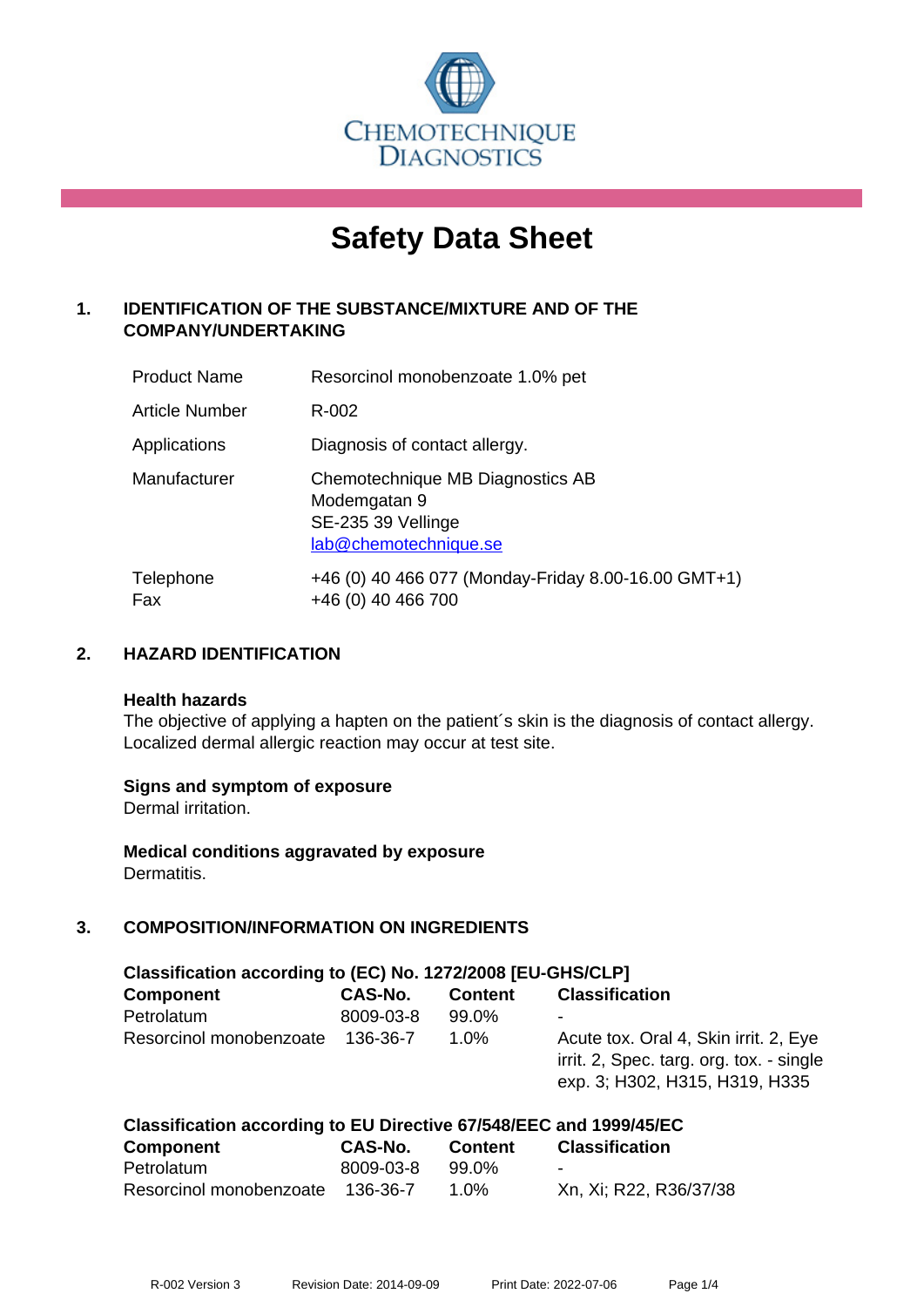CHEMOTECHNIQUE DIAGNOSTICS

# Safety Data Sheet

## 1. IDENTIFICATION OF THE SUBSTANCE/MIXTURE AND OF THE COMPANY/UNDERTAKING

| | |
|---|---|
| Product Name | Resorcinol monobenzoate 1.0% pet |
| Article Number | R-002 |
| Applications | Diagnosis of contact allergy. |
| Manufacturer | Chemotechnique MB Diagnostics AB<br>Modemgatan 9<br>SE-235 39 Vellinge<br>lab@chemotechnique.se |
| Telephone | +46 (0) 40 466 077 (Monday-Friday 8.00-16.00 GMT+1) |
| Fax | +46 (0) 40 466 700 |

## 2. HAZARD IDENTIFICATION

**Health hazards**
The objective of applying a hapten on the patient´s skin is the diagnosis of contact allergy. Localized dermal allergic reaction may occur at test site.

**Signs and symptom of exposure**
Dermal irritation.

**Medical conditions aggravated by exposure**
Dermatitis.

## 3. COMPOSITION/INFORMATION ON INGREDIENTS

**Classification according to (EC) No. 1272/2008 [EU-GHS/CLP]**

| Component | CAS-No. | Content | Classification |
|---|---|---|---|
| Petrolatum | 8009-03-8 | 99.0% | - |
| Resorcinol monobenzoate | 136-36-7 | 1.0% | Acute tox. Oral 4, Skin irrit. 2, Eye irrit. 2, Spec. targ. org. tox. - single exp. 3; H302, H315, H319, H335 |

**Classification according to EU Directive 67/548/EEC and 1999/45/EC**

| Component | CAS-No. | Content | Classification |
|---|---|---|---|
| Petrolatum | 8009-03-8 | 99.0% | - |
| Resorcinol monobenzoate | 136-36-7 | 1.0% | Xn, Xi; R22, R36/37/38 |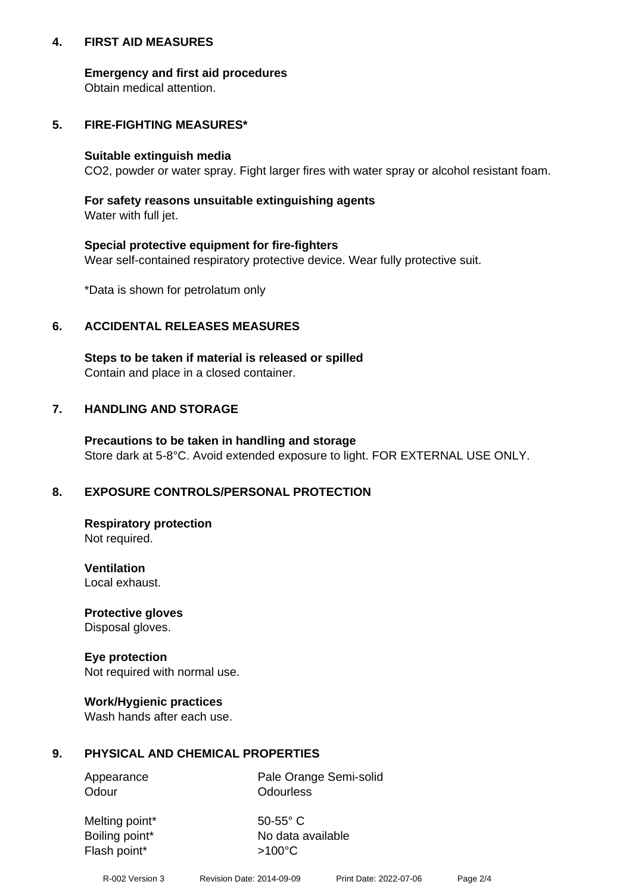## 4. FIRST AID MEASURES

**Emergency and first aid procedures**
Obtain medical attention.

## 5. FIRE-FIGHTING MEASURES*

**Suitable extinguish media**
$CO_2$, powder or water spray. Fight larger fires with water spray or alcohol resistant foam.

**For safety reasons unsuitable extinguishing agents**
Water with full jet.

**Special protective equipment for fire-fighters**
Wear self-contained respiratory protective device. Wear fully protective suit.

*Data is shown for petrolatum only

## 6. ACCIDENTAL RELEASES MEASURES

**Steps to be taken if material is released or spilled**
Contain and place in a closed container.

## 7. HANDLING AND STORAGE

**Precautions to be taken in handling and storage**
Store dark at 5-8°C. Avoid extended exposure to light. FOR EXTERNAL USE ONLY.

## 8. EXPOSURE CONTROLS/PERSONAL PROTECTION

**Respiratory protection**
Not required.

**Ventilation**
Local exhaust.

**Protective gloves**
Disposal gloves.

**Eye protection**
Not required with normal use.

**Work/Hygienic practices**
Wash hands after each use.

## 9. PHYSICAL AND CHEMICAL PROPERTIES

| | |
|---|---|
| Appearance | Pale Orange Semi-solid |
| Odour | Odourless |
| Melting point* | 50-55° C |
| Boiling point* | No data available |
| Flash point* | >100°C |

R-002 Version 3    Revision Date: 2014-09-09    Print Date: 2022-07-06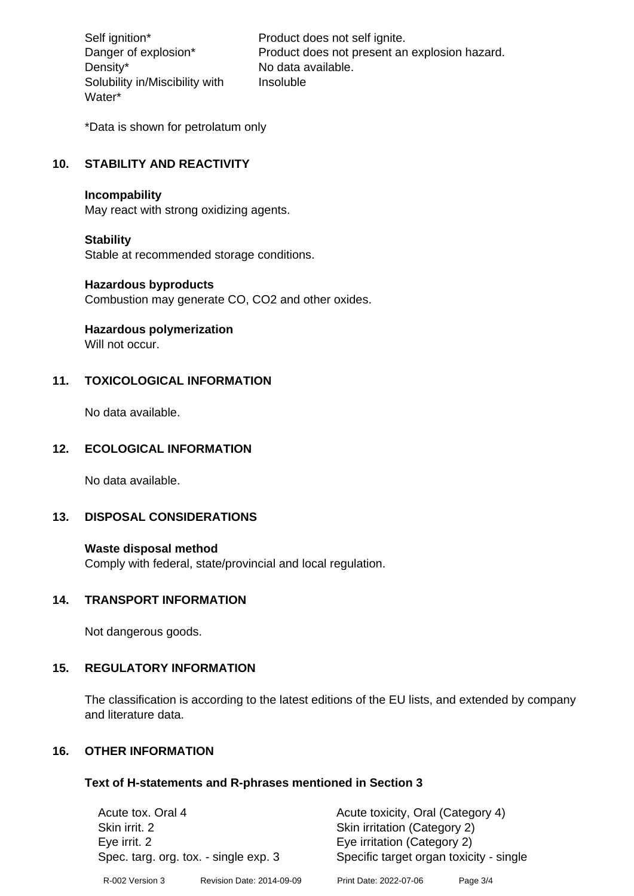| | |
|---|---|
| Self ignition* | Product does not self ignite. |
| Danger of explosion* | Product does not present an explosion hazard. |
| Density* | No data available. |
| Solubility in/Miscibility with Water* | Insoluble |

*Data is shown for petrolatum only

## 10. STABILITY AND REACTIVITY

**Incompability**
May react with strong oxidizing agents.

**Stability**
Stable at recommended storage conditions.

**Hazardous byproducts**
Combustion may generate CO, $CO_2$ and other oxides.

**Hazardous polymerization**
Will not occur.

## 11. TOXICOLOGICAL INFORMATION

No data available.

## 12. ECOLOGICAL INFORMATION

No data available.

## 13. DISPOSAL CONSIDERATIONS

**Waste disposal method**
Comply with federal, state/provincial and local regulation.

## 14. TRANSPORT INFORMATION

Not dangerous goods.

## 15. REGULATORY INFORMATION

The classification is according to the latest editions of the EU lists, and extended by company and literature data.

## 16. OTHER INFORMATION

### Text of H-statements and R-phrases mentioned in Section 3

| | |
|---|---|
| Acute tox. Oral 4 | Acute toxicity, Oral (Category 4) |
| Skin irrit. 2 | Skin irritation (Category 2) |
| Eye irrit. 2 | Eye irritation (Category 2) |
| Spec. targ. org. tox. - single exp. 3 | Specific target organ toxicity - single |

R-002 Version 3    Revision Date: 2014-09-09    Print Date: 2022-07-06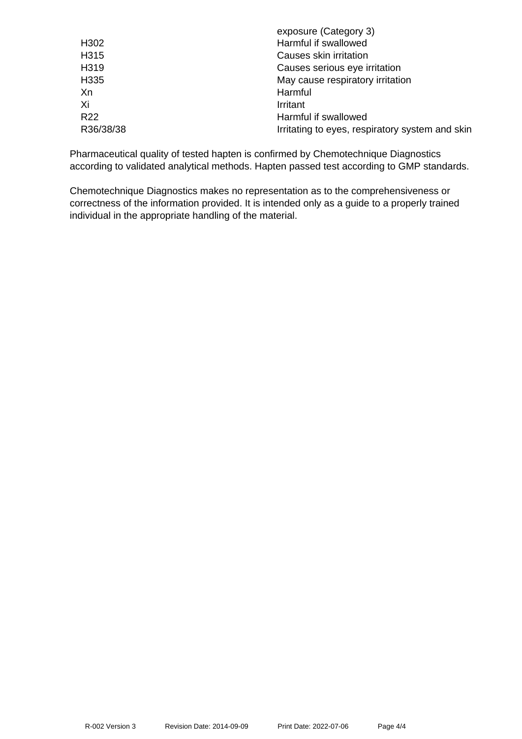| | |
|---|---|
| | exposure (Category 3) |
| H302 | Harmful if swallowed |
| H315 | Causes skin irritation |
| H319 | Causes serious eye irritation |
| H335 | May cause respiratory irritation |
| Xn | Harmful |
| Xi | Irritant |
| R22 | Harmful if swallowed |
| R36/38/38 | Irritating to eyes, respiratory system and skin |

Pharmaceutical quality of tested hapten is confirmed by Chemotechnique Diagnostics according to validated analytical methods. Hapten passed test according to GMP standards.

Chemotechnique Diagnostics makes no representation as to the comprehensiveness or correctness of the information provided. It is intended only as a guide to a properly trained individual in the appropriate handling of the material.